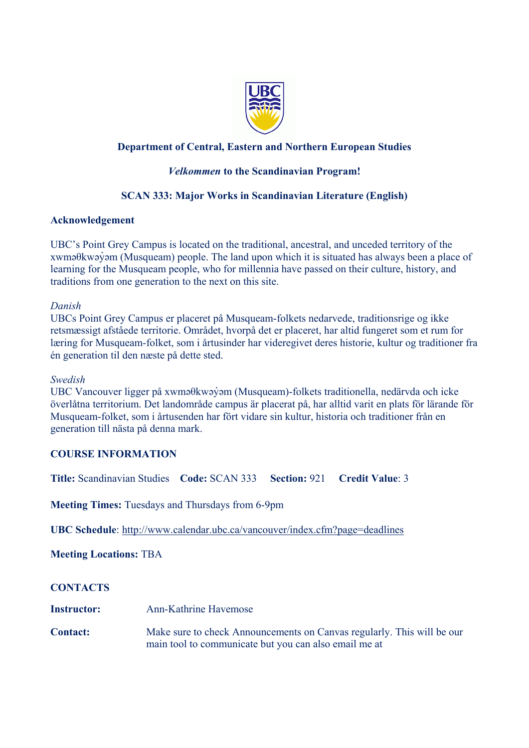**Department of Central, Eastern and Northern European Studies**

***Velkommen* to the Scandinavian Program!**

**SCAN 333: Major Works in Scandinavian Literature (English)**

**Acknowledgement**

UBC's Point Grey Campus is located on the traditional, ancestral, and unceded territory of the xwməθkwəy̓əm (Musqueam) people. The land upon which it is situated has always been a place of learning for the Musqueam people, who for millennia have passed on their culture, history, and traditions from one generation to the next on this site.

*Danish*
UBCs Point Grey Campus er placeret på Musqueam-folkets nedarvede, traditionsrige og ikke retsmæssigt afståede territorie. Området, hvorpå det er placeret, har altid fungeret som et rum for læring for Musqueam-folket, som i årtusinder har videregivet deres historie, kultur og traditioner fra én generation til den næste på dette sted.

*Swedish*
UBC Vancouver ligger på xwməθkwəy̓əm (Musqueam)-folkets traditionella, nedärvda och icke överlåtna territorium. Det landområde campus är placerat på, har alltid varit en plats för lärande för Musqueam-folket, som i årtusenden har fört vidare sin kultur, historia och traditioner från en generation till nästa på denna mark.

**COURSE INFORMATION**

**Title:** Scandinavian Studies **Code:** SCAN 333 **Section:** 921 **Credit Value**: 3

**Meeting Times:** Tuesdays and Thursdays from 6-9pm

**UBC Schedule**: http://www.calendar.ubc.ca/vancouver/index.cfm?page=deadlines

**Meeting Locations:** TBA

**CONTACTS**

**Instructor:** Ann-Kathrine Havemose

**Contact:** Make sure to check Announcements on Canvas regularly. This will be our main tool to communicate but you can also email me at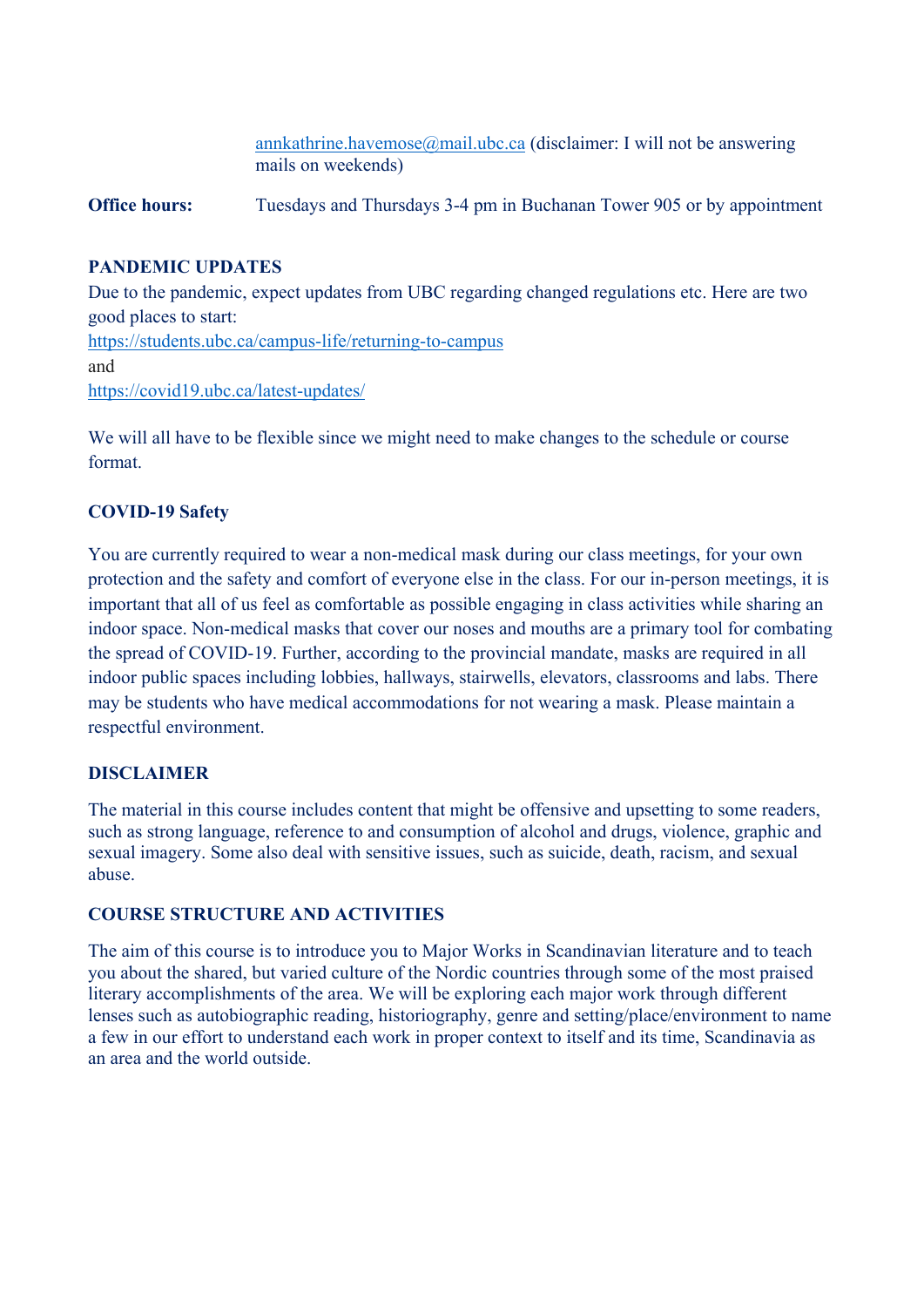annkathrine.havemose@mail.ubc.ca (disclaimer: I will not be answering mails on weekends)

**Office hours:** Tuesdays and Thursdays 3-4 pm in Buchanan Tower 905 or by appointment

**PANDEMIC UPDATES**

Due to the pandemic, expect updates from UBC regarding changed regulations etc. Here are two good places to start:
https://students.ubc.ca/campus-life/returning-to-campus
and
https://covid19.ubc.ca/latest-updates/

We will all have to be flexible since we might need to make changes to the schedule or course format.

**COVID-19 Safety**

You are currently required to wear a non-medical mask during our class meetings, for your own protection and the safety and comfort of everyone else in the class. For our in-person meetings, it is important that all of us feel as comfortable as possible engaging in class activities while sharing an indoor space. Non-medical masks that cover our noses and mouths are a primary tool for combating the spread of COVID-19. Further, according to the provincial mandate, masks are required in all indoor public spaces including lobbies, hallways, stairwells, elevators, classrooms and labs. There may be students who have medical accommodations for not wearing a mask. Please maintain a respectful environment.

**DISCLAIMER**

The material in this course includes content that might be offensive and upsetting to some readers, such as strong language, reference to and consumption of alcohol and drugs, violence, graphic and sexual imagery. Some also deal with sensitive issues, such as suicide, death, racism, and sexual abuse.

**COURSE STRUCTURE AND ACTIVITIES**

The aim of this course is to introduce you to Major Works in Scandinavian literature and to teach you about the shared, but varied culture of the Nordic countries through some of the most praised literary accomplishments of the area. We will be exploring each major work through different lenses such as autobiographic reading, historiography, genre and setting/place/environment to name a few in our effort to understand each work in proper context to itself and its time, Scandinavia as an area and the world outside.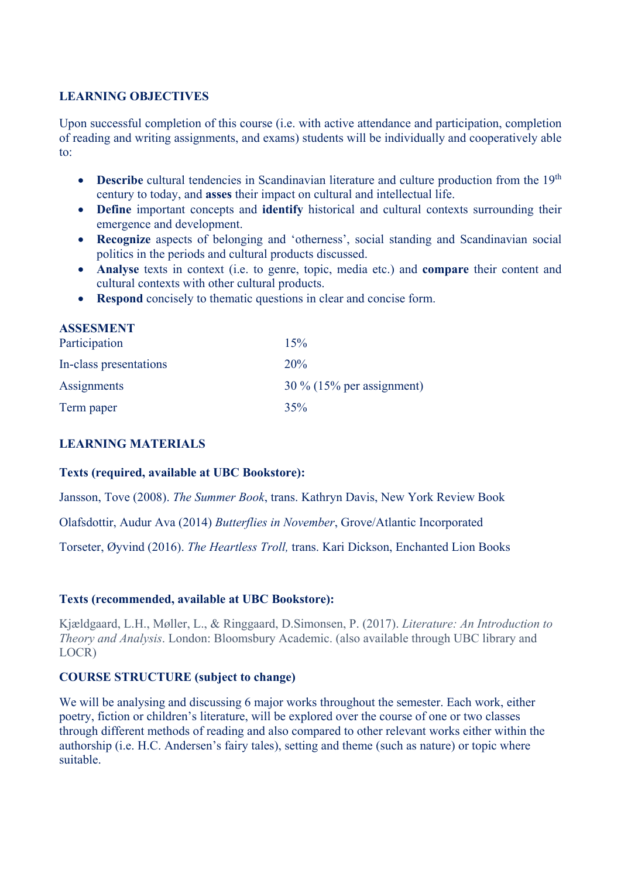## LEARNING OBJECTIVES

Upon successful completion of this course (i.e. with active attendance and participation, completion of reading and writing assignments, and exams) students will be individually and cooperatively able to:

- **Describe** cultural tendencies in Scandinavian literature and culture production from the 19th century to today, and **asses** their impact on cultural and intellectual life.
- **Define** important concepts and **identify** historical and cultural contexts surrounding their emergence and development.
- **Recognize** aspects of belonging and 'otherness', social standing and Scandinavian social politics in the periods and cultural products discussed.
- **Analyse** texts in context (i.e. to genre, topic, media etc.) and **compare** their content and cultural contexts with other cultural products.
- **Respond** concisely to thematic questions in clear and concise form.

## ASSESMENT

| | |
|---|---|
| Participation | 15% |
| In-class presentations | 20% |
| Assignments | 30 % (15% per assignment) |
| Term paper | 35% |

## LEARNING MATERIALS

### Texts (required, available at UBC Bookstore):

Jansson, Tove (2008). *The Summer Book*, trans. Kathryn Davis, New York Review Book

Olafsdottir, Audur Ava (2014) *Butterflies in November*, Grove/Atlantic Incorporated

Torseter, Øyvind (2016). *The Heartless Troll,* trans. Kari Dickson, Enchanted Lion Books

### Texts (recommended, available at UBC Bookstore):

Kjældgaard, L.H., Møller, L., & Ringgaard, D.Simonsen, P. (2017). *Literature: An Introduction to Theory and Analysis*. London: Bloomsbury Academic. (also available through UBC library and LOCR)

### COURSE STRUCTURE (subject to change)

We will be analysing and discussing 6 major works throughout the semester. Each work, either poetry, fiction or children's literature, will be explored over the course of one or two classes through different methods of reading and also compared to other relevant works either within the authorship (i.e. H.C. Andersen's fairy tales), setting and theme (such as nature) or topic where suitable.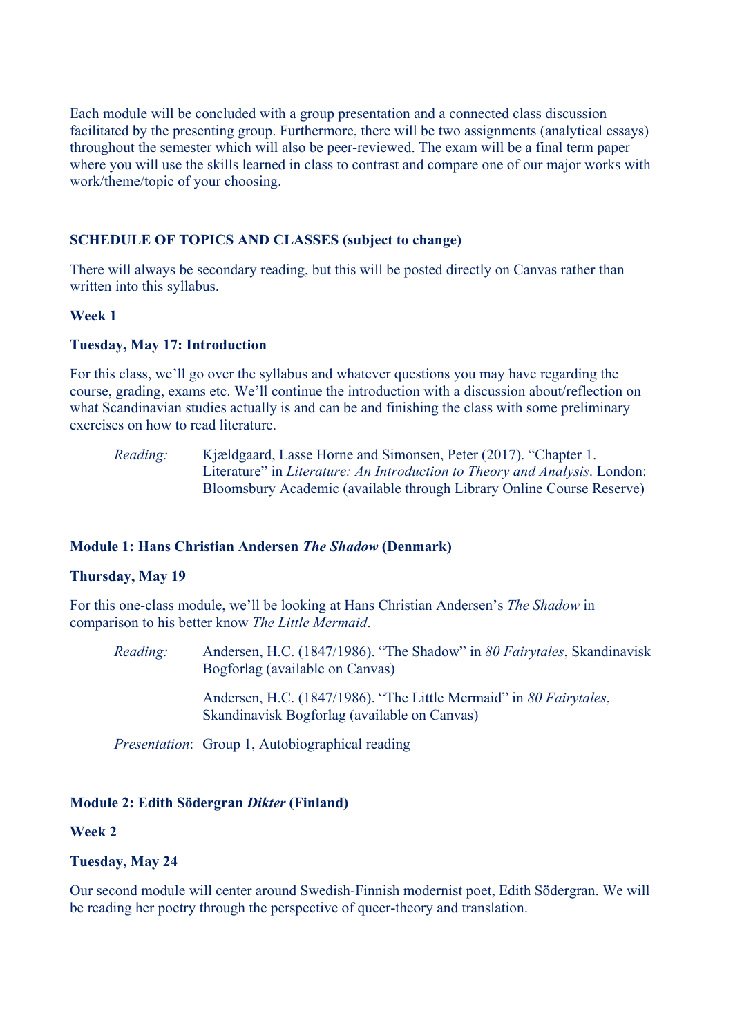Each module will be concluded with a group presentation and a connected class discussion facilitated by the presenting group. Furthermore, there will be two assignments (analytical essays) throughout the semester which will also be peer-reviewed. The exam will be a final term paper where you will use the skills learned in class to contrast and compare one of our major works with work/theme/topic of your choosing.

## SCHEDULE OF TOPICS AND CLASSES (subject to change)

There will always be secondary reading, but this will be posted directly on Canvas rather than written into this syllabus.

### Week 1

**Tuesday, May 17: Introduction**

For this class, we'll go over the syllabus and whatever questions you may have regarding the course, grading, exams etc. We'll continue the introduction with a discussion about/reflection on what Scandinavian studies actually is and can be and finishing the class with some preliminary exercises on how to read literature.

*Reading:* Kjældgaard, Lasse Horne and Simonsen, Peter (2017). "Chapter 1. Literature" in *Literature: An Introduction to Theory and Analysis*. London: Bloomsbury Academic (available through Library Online Course Reserve)

### Module 1: Hans Christian Andersen *The Shadow* (Denmark)

**Thursday, May 19**

For this one-class module, we'll be looking at Hans Christian Andersen's *The Shadow* in comparison to his better know *The Little Mermaid*.

*Reading:* Andersen, H.C. (1847/1986). "The Shadow" in *80 Fairytales*, Skandinavisk Bogforlag (available on Canvas)

Andersen, H.C. (1847/1986). "The Little Mermaid" in *80 Fairytales*, Skandinavisk Bogforlag (available on Canvas)

*Presentation*: Group 1, Autobiographical reading

### Module 2: Edith Södergran *Dikter* (Finland)

### Week 2

**Tuesday, May 24**

Our second module will center around Swedish-Finnish modernist poet, Edith Södergran. We will be reading her poetry through the perspective of queer-theory and translation.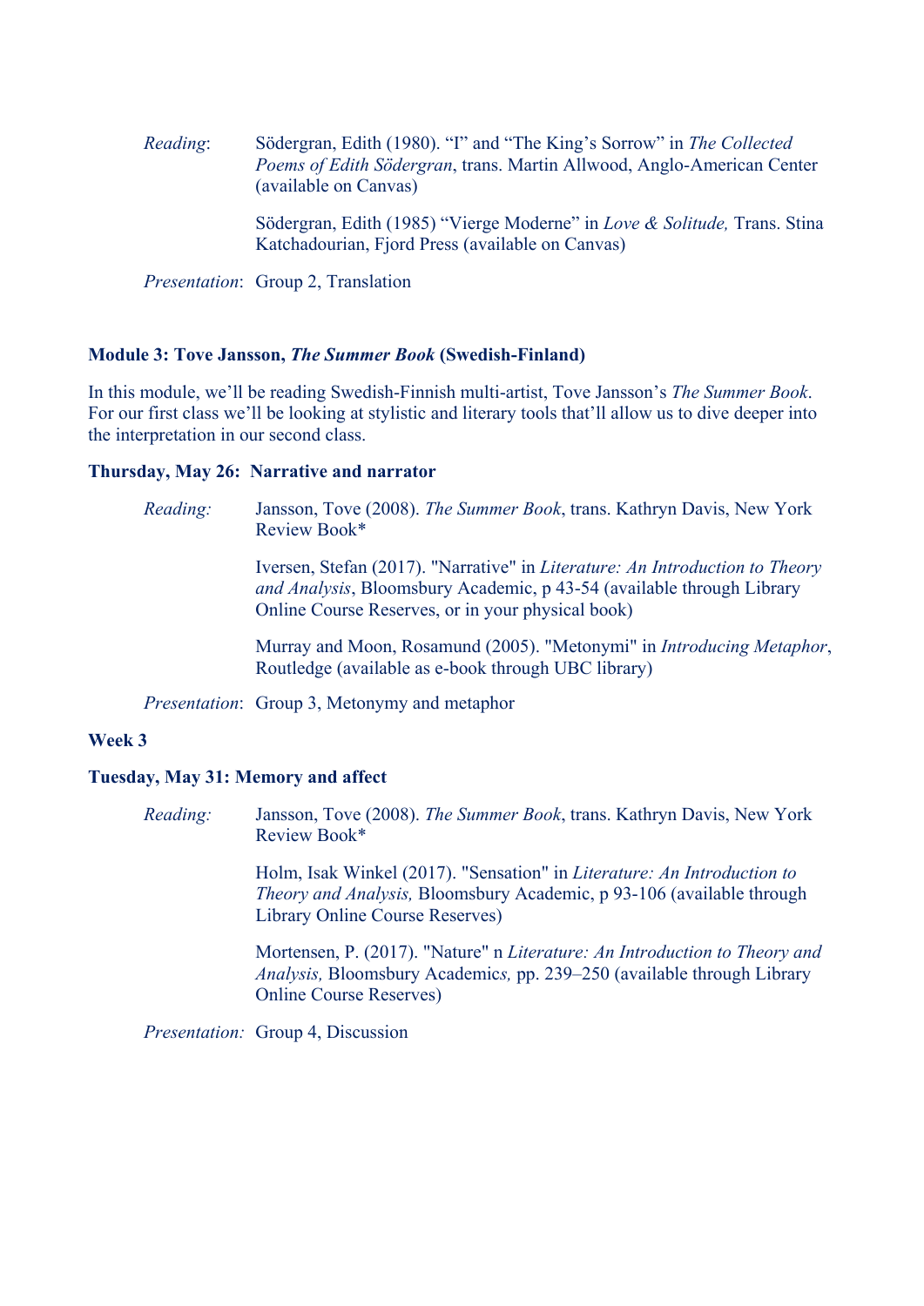*Reading*: Södergran, Edith (1980). “I” and “The King’s Sorrow” in *The Collected Poems of Edith Södergran*, trans. Martin Allwood, Anglo-American Center (available on Canvas)

Södergran, Edith (1985) “Vierge Moderne” in *Love & Solitude,* Trans. Stina Katchadourian, Fjord Press (available on Canvas)

*Presentation*: Group 2, Translation

**Module 3: Tove Jansson, *The Summer Book* (Swedish-Finland)**

In this module, we’ll be reading Swedish-Finnish multi-artist, Tove Jansson’s *The Summer Book*. For our first class we’ll be looking at stylistic and literary tools that’ll allow us to dive deeper into the interpretation in our second class.

**Thursday, May 26: Narrative and narrator**

*Reading:* Jansson, Tove (2008). *The Summer Book*, trans. Kathryn Davis, New York Review Book*

Iversen, Stefan (2017). "Narrative" in *Literature: An Introduction to Theory and Analysis*, Bloomsbury Academic, p 43-54 (available through Library Online Course Reserves, or in your physical book)

Murray and Moon, Rosamund (2005). "Metonymi" in *Introducing Metaphor*, Routledge (available as e-book through UBC library)

*Presentation*: Group 3, Metonymy and metaphor

**Week 3**

**Tuesday, May 31: Memory and affect**

*Reading:* Jansson, Tove (2008). *The Summer Book*, trans. Kathryn Davis, New York Review Book*

Holm, Isak Winkel (2017). "Sensation" in *Literature: An Introduction to Theory and Analysis,* Bloomsbury Academic, p 93-106 (available through Library Online Course Reserves)

Mortensen, P. (2017). "Nature" n *Literature: An Introduction to Theory and Analysis,* Bloomsbury Academic*s,* pp. 239–250 (available through Library Online Course Reserves)

*Presentation:* Group 4, Discussion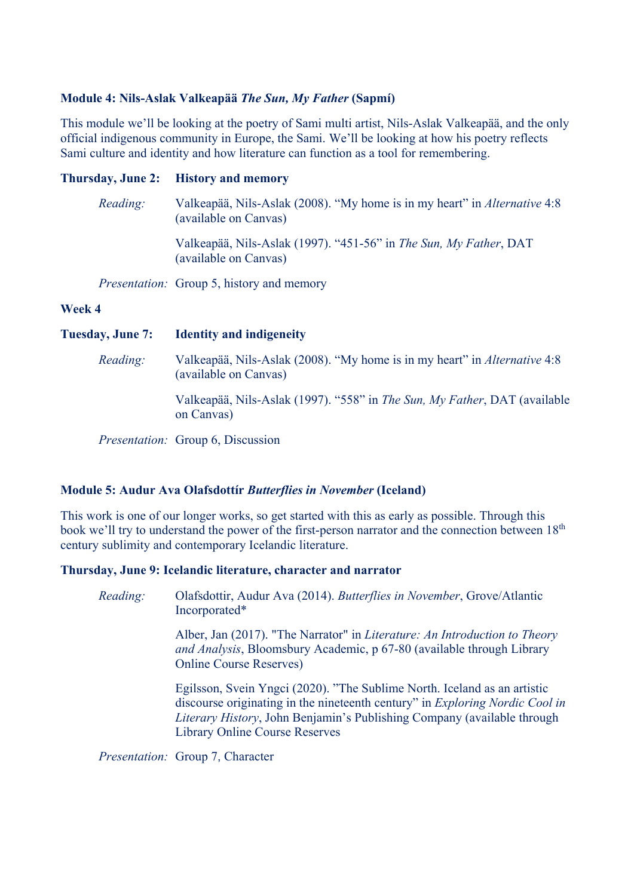**Module 4: Nils-Aslak Valkeapää *The Sun, My Father* (Sapmí)**

This module we'll be looking at the poetry of Sami multi artist, Nils-Aslak Valkeapää, and the only official indigenous community in Europe, the Sami. We'll be looking at how his poetry reflects Sami culture and identity and how literature can function as a tool for remembering.

**Thursday, June 2: History and memory**

*Reading:* Valkeapää, Nils-Aslak (2008). "My home is in my heart" in *Alternative* 4:8 (available on Canvas)

Valkeapää, Nils-Aslak (1997). "451-56" in *The Sun, My Father*, DAT (available on Canvas)

*Presentation:* Group 5, history and memory

**Week 4**

**Tuesday, June 7: Identity and indigeneity**

*Reading:* Valkeapää, Nils-Aslak (2008). "My home is in my heart" in *Alternative* 4:8 (available on Canvas)

Valkeapää, Nils-Aslak (1997). "558" in *The Sun, My Father*, DAT (available on Canvas)

*Presentation:* Group 6, Discussion

**Module 5: Audur Ava Olafsdottír *Butterflies in November* (Iceland)**

This work is one of our longer works, so get started with this as early as possible. Through this book we'll try to understand the power of the first-person narrator and the connection between 18th century sublimity and contemporary Icelandic literature.

**Thursday, June 9: Icelandic literature, character and narrator**

*Reading:* Olafsdottir, Audur Ava (2014). *Butterflies in November*, Grove/Atlantic Incorporated*

Alber, Jan (2017). "The Narrator" in *Literature: An Introduction to Theory and Analysis*, Bloomsbury Academic, p 67-80 (available through Library Online Course Reserves)

Egilsson, Svein Yngci (2020). "The Sublime North. Iceland as an artistic discourse originating in the nineteenth century" in *Exploring Nordic Cool in Literary History*, John Benjamin's Publishing Company (available through Library Online Course Reserves

*Presentation:* Group 7, Character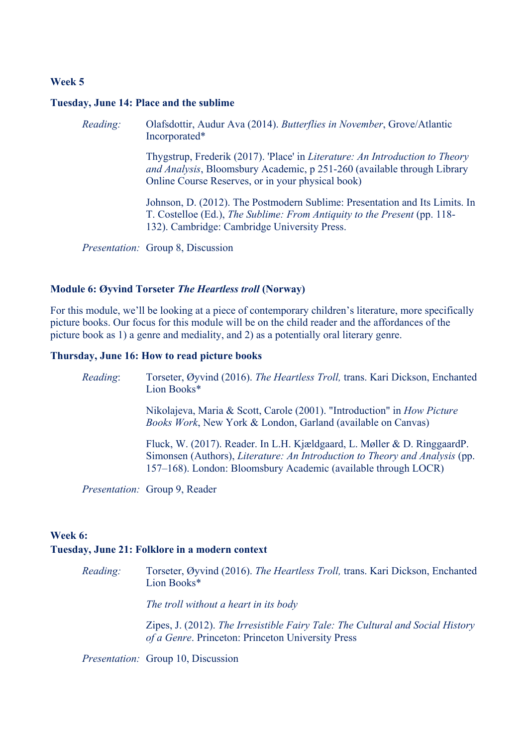**Week 5**

**Tuesday, June 14: Place and the sublime**

*Reading:* Olafsdottir, Audur Ava (2014). *Butterflies in November*, Grove/Atlantic Incorporated*

Thygstrup, Frederik (2017). 'Place' in *Literature: An Introduction to Theory and Analysis*, Bloomsbury Academic, p 251-260 (available through Library Online Course Reserves, or in your physical book)

Johnson, D. (2012). The Postmodern Sublime: Presentation and Its Limits. In T. Costelloe (Ed.), *The Sublime: From Antiquity to the Present* (pp. 118-132). Cambridge: Cambridge University Press.

*Presentation:* Group 8, Discussion

**Module 6: Øyvind Torseter *The Heartless troll* (Norway)**

For this module, we'll be looking at a piece of contemporary children's literature, more specifically picture books. Our focus for this module will be on the child reader and the affordances of the picture book as 1) a genre and mediality, and 2) as a potentially oral literary genre.

**Thursday, June 16: How to read picture books**

*Reading*: Torseter, Øyvind (2016). *The Heartless Troll,* trans. Kari Dickson, Enchanted Lion Books*

Nikolajeva, Maria & Scott, Carole (2001). "Introduction" in *How Picture Books Work*, New York & London, Garland (available on Canvas)

Fluck, W. (2017). Reader. In L.H. Kjældgaard, L. Møller & D. RinggaardP. Simonsen (Authors), *Literature: An Introduction to Theory and Analysis* (pp. 157–168). London: Bloomsbury Academic (available through LOCR)

*Presentation:* Group 9, Reader

**Week 6:**

**Tuesday, June 21: Folklore in a modern context**

*Reading:* Torseter, Øyvind (2016). *The Heartless Troll,* trans. Kari Dickson, Enchanted Lion Books*

*The troll without a heart in its body*

Zipes, J. (2012). *The Irresistible Fairy Tale: The Cultural and Social History of a Genre*. Princeton: Princeton University Press

*Presentation:* Group 10, Discussion